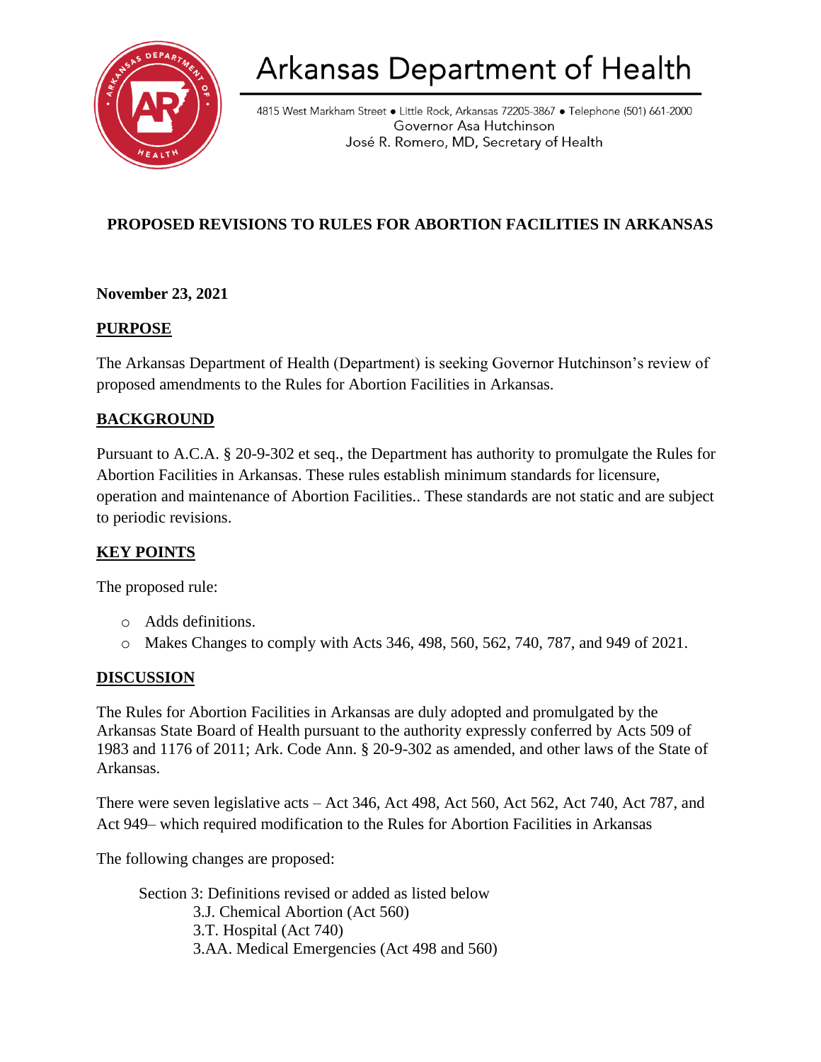# Arkansas Department of Health

4815 West Markham Street ● Little Rock, Arkansas 72205-3867 ● Telephone (501) 661-2000
Governor Asa Hutchinson
José R. Romero, MD, Secretary of Health

## PROPOSED REVISIONS TO RULES FOR ABORTION FACILITIES IN ARKANSAS

**November 23, 2021**

### PURPOSE

The Arkansas Department of Health (Department) is seeking Governor Hutchinson's review of proposed amendments to the Rules for Abortion Facilities in Arkansas.

### BACKGROUND

Pursuant to A.C.A. § 20-9-302 et seq., the Department has authority to promulgate the Rules for Abortion Facilities in Arkansas. These rules establish minimum standards for licensure, operation and maintenance of Abortion Facilities.. These standards are not static and are subject to periodic revisions.

### KEY POINTS

The proposed rule:

- Adds definitions.
- Makes Changes to comply with Acts 346, 498, 560, 562, 740, 787, and 949 of 2021.

### DISCUSSION

The Rules for Abortion Facilities in Arkansas are duly adopted and promulgated by the Arkansas State Board of Health pursuant to the authority expressly conferred by Acts 509 of 1983 and 1176 of 2011; Ark. Code Ann. § 20-9-302 as amended, and other laws of the State of Arkansas.

There were seven legislative acts – Act 346, Act 498, Act 560, Act 562, Act 740, Act 787, and Act 949– which required modification to the Rules for Abortion Facilities in Arkansas

The following changes are proposed:

Section 3: Definitions revised or added as listed below
- 3.J. Chemical Abortion (Act 560)
- 3.T. Hospital (Act 740)
- 3.AA. Medical Emergencies (Act 498 and 560)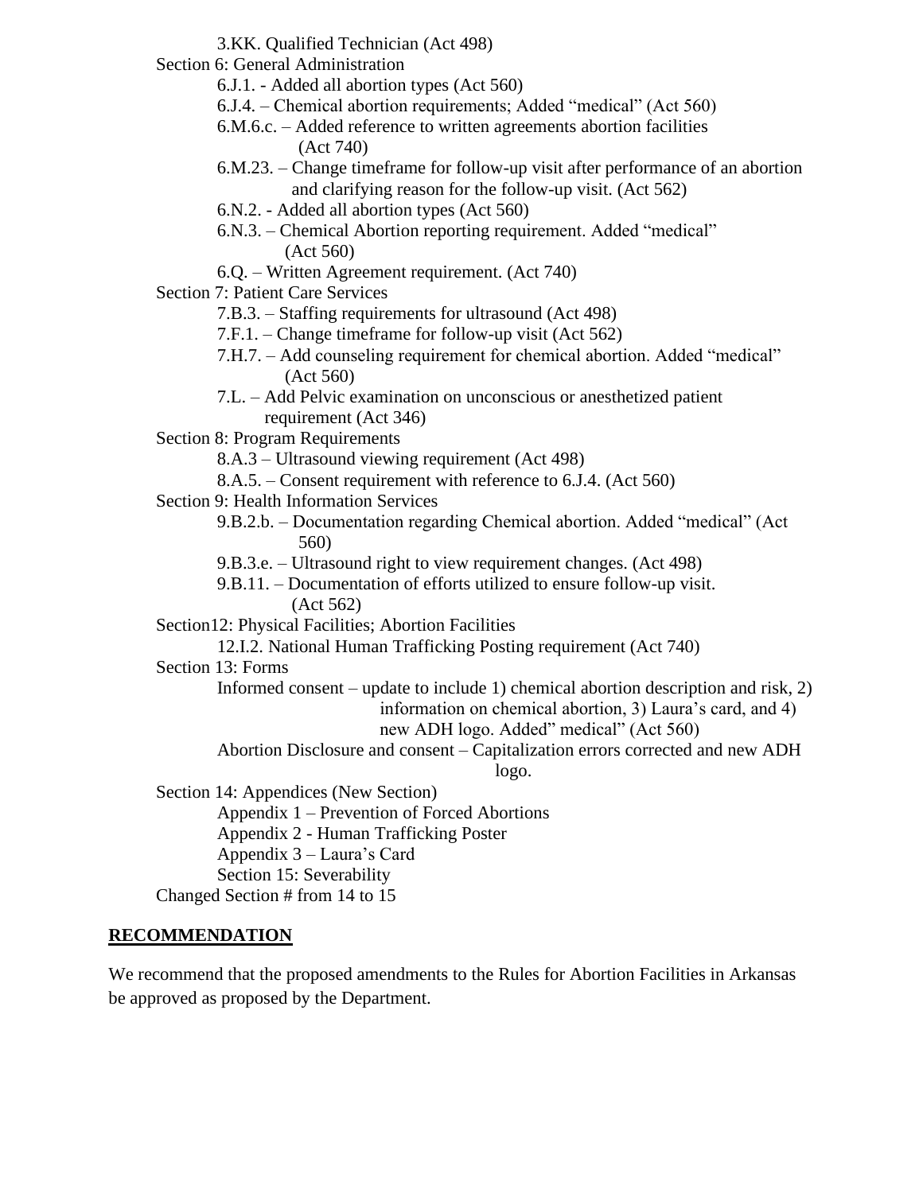3.KK. Qualified Technician (Act 498)

Section 6: General Administration

- 6.J.1. - Added all abortion types (Act 560)
- 6.J.4. – Chemical abortion requirements; Added "medical" (Act 560)
- 6.M.6.c. – Added reference to written agreements abortion facilities (Act 740)
- 6.M.23. – Change timeframe for follow-up visit after performance of an abortion and clarifying reason for the follow-up visit. (Act 562)
- 6.N.2. - Added all abortion types (Act 560)
- 6.N.3. – Chemical Abortion reporting requirement. Added "medical" (Act 560)
- 6.Q. – Written Agreement requirement. (Act 740)

Section 7: Patient Care Services

- 7.B.3. – Staffing requirements for ultrasound (Act 498)
- 7.F.1. – Change timeframe for follow-up visit (Act 562)
- 7.H.7. – Add counseling requirement for chemical abortion. Added "medical" (Act 560)
- 7.L. – Add Pelvic examination on unconscious or anesthetized patient requirement (Act 346)

Section 8: Program Requirements

- 8.A.3 – Ultrasound viewing requirement (Act 498)
- 8.A.5. – Consent requirement with reference to 6.J.4. (Act 560)

Section 9: Health Information Services

- 9.B.2.b. – Documentation regarding Chemical abortion. Added "medical" (Act 560)
- 9.B.3.e. – Ultrasound right to view requirement changes. (Act 498)
- 9.B.11. – Documentation of efforts utilized to ensure follow-up visit. (Act 562)

Section12: Physical Facilities; Abortion Facilities

- 12.I.2. National Human Trafficking Posting requirement (Act 740)

Section 13: Forms

- Informed consent – update to include 1) chemical abortion description and risk, 2) information on chemical abortion, 3) Laura's card, and 4) new ADH logo. Added" medical" (Act 560)
- Abortion Disclosure and consent – Capitalization errors corrected and new ADH logo.

Section 14: Appendices (New Section)

- Appendix 1 – Prevention of Forced Abortions
- Appendix 2 - Human Trafficking Poster
- Appendix 3 – Laura's Card
- Section 15: Severability

Changed Section # from 14 to 15

**RECOMMENDATION**

We recommend that the proposed amendments to the Rules for Abortion Facilities in Arkansas be approved as proposed by the Department.